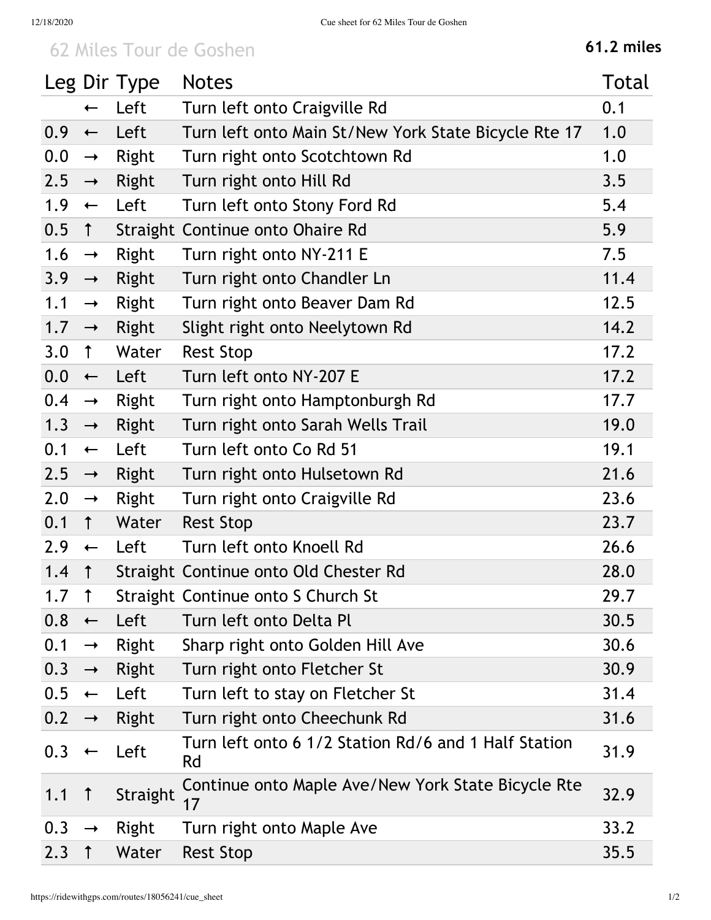# 62 Miles Tour de Goshen

**61.2 miles**

| Leg | Dir | Type | Notes | Total |
|---|---|---|---|---|
| | ← | Left | Turn left onto Craigville Rd | 0.1 |
| 0.9 | ← | Left | Turn left onto Main St/New York State Bicycle Rte 17 | 1.0 |
| 0.0 | → | Right | Turn right onto Scotchtown Rd | 1.0 |
| 2.5 | → | Right | Turn right onto Hill Rd | 3.5 |
| 1.9 | ← | Left | Turn left onto Stony Ford Rd | 5.4 |
| 0.5 | ↑ | Straight | Continue onto Ohaire Rd | 5.9 |
| 1.6 | → | Right | Turn right onto NY-211 E | 7.5 |
| 3.9 | → | Right | Turn right onto Chandler Ln | 11.4 |
| 1.1 | → | Right | Turn right onto Beaver Dam Rd | 12.5 |
| 1.7 | → | Right | Slight right onto Neelytown Rd | 14.2 |
| 3.0 | ↑ | Water | Rest Stop | 17.2 |
| 0.0 | ← | Left | Turn left onto NY-207 E | 17.2 |
| 0.4 | → | Right | Turn right onto Hamptonburgh Rd | 17.7 |
| 1.3 | → | Right | Turn right onto Sarah Wells Trail | 19.0 |
| 0.1 | ← | Left | Turn left onto Co Rd 51 | 19.1 |
| 2.5 | → | Right | Turn right onto Hulsetown Rd | 21.6 |
| 2.0 | → | Right | Turn right onto Craigville Rd | 23.6 |
| 0.1 | ↑ | Water | Rest Stop | 23.7 |
| 2.9 | ← | Left | Turn left onto Knoell Rd | 26.6 |
| 1.4 | ↑ | Straight | Continue onto Old Chester Rd | 28.0 |
| 1.7 | ↑ | Straight | Continue onto S Church St | 29.7 |
| 0.8 | ← | Left | Turn left onto Delta Pl | 30.5 |
| 0.1 | → | Right | Sharp right onto Golden Hill Ave | 30.6 |
| 0.3 | → | Right | Turn right onto Fletcher St | 30.9 |
| 0.5 | ← | Left | Turn left to stay on Fletcher St | 31.4 |
| 0.2 | → | Right | Turn right onto Cheechunk Rd | 31.6 |
| 0.3 | ← | Left | Turn left onto 6 1/2 Station Rd/6 and 1 Half Station Rd | 31.9 |
| 1.1 | ↑ | Straight | Continue onto Maple Ave/New York State Bicycle Rte 17 | 32.9 |
| 0.3 | → | Right | Turn right onto Maple Ave | 33.2 |
| 2.3 | ↑ | Water | Rest Stop | 35.5 |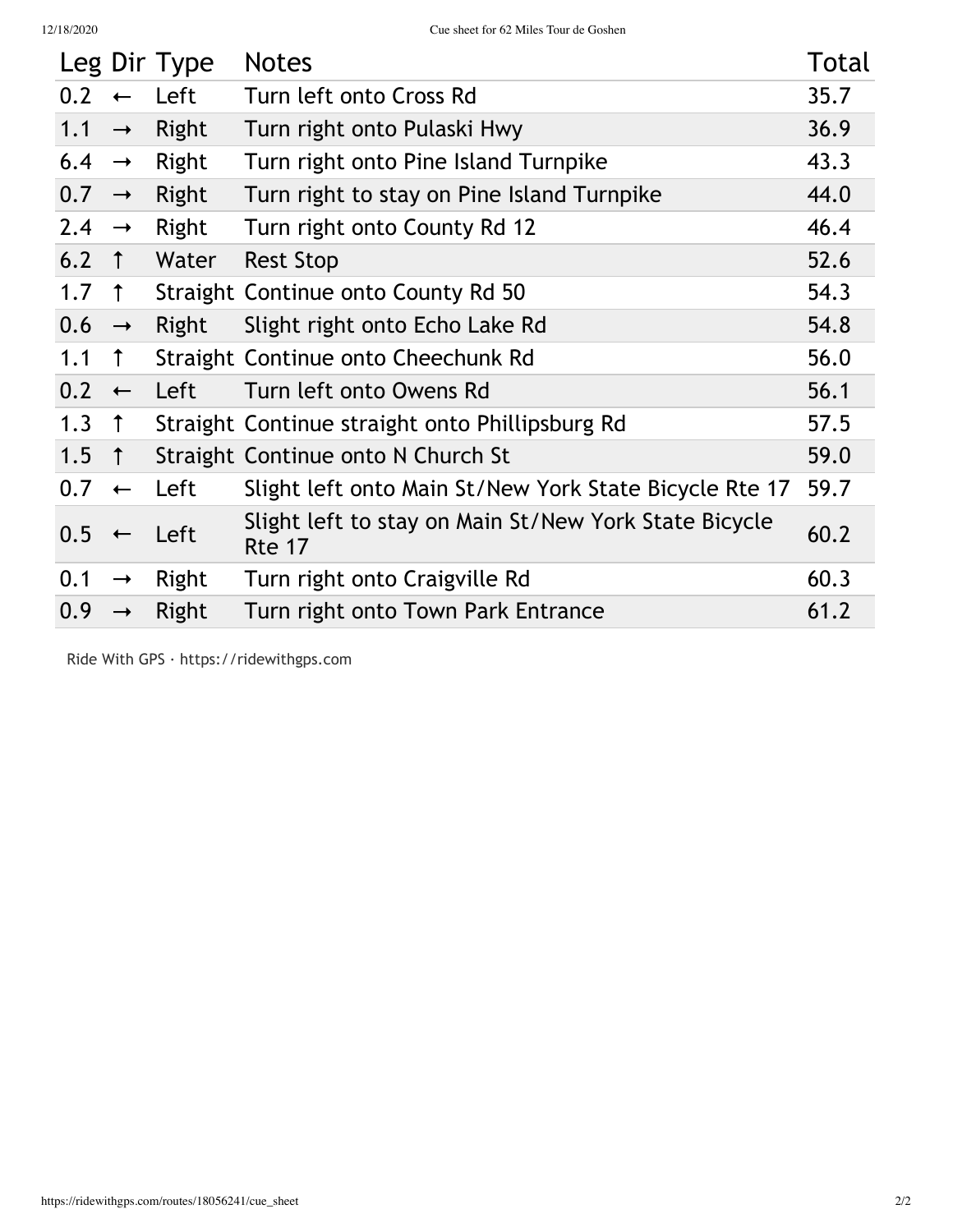| Leg | Dir | Type | Notes | Total |
|---|---|---|---|---|
| 0.2 | ← | Left | Turn left onto Cross Rd | 35.7 |
| 1.1 | → | Right | Turn right onto Pulaski Hwy | 36.9 |
| 6.4 | → | Right | Turn right onto Pine Island Turnpike | 43.3 |
| 0.7 | → | Right | Turn right to stay on Pine Island Turnpike | 44.0 |
| 2.4 | → | Right | Turn right onto County Rd 12 | 46.4 |
| 6.2 | ↑ | Water | Rest Stop | 52.6 |
| 1.7 | ↑ | Straight | Continue onto County Rd 50 | 54.3 |
| 0.6 | → | Right | Slight right onto Echo Lake Rd | 54.8 |
| 1.1 | ↑ | Straight | Continue onto Cheechunk Rd | 56.0 |
| 0.2 | ← | Left | Turn left onto Owens Rd | 56.1 |
| 1.3 | ↑ | Straight | Continue straight onto Phillipsburg Rd | 57.5 |
| 1.5 | ↑ | Straight | Continue onto N Church St | 59.0 |
| 0.7 | ← | Left | Slight left onto Main St/New York State Bicycle Rte 17 | 59.7 |
| 0.5 | ← | Left | Slight left to stay on Main St/New York State Bicycle Rte 17 | 60.2 |
| 0.1 | → | Right | Turn right onto Craigville Rd | 60.3 |
| 0.9 | → | Right | Turn right onto Town Park Entrance | 61.2 |

Ride With GPS · https://ridewithgps.com